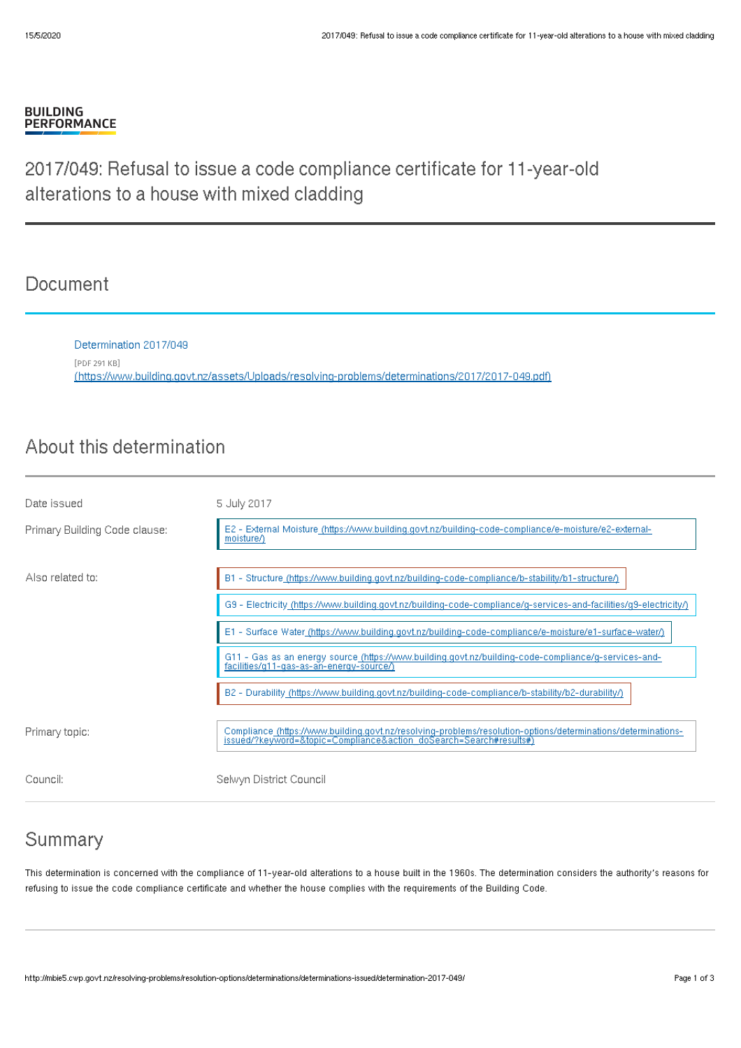BUILDING
PERFORMANCE

# 2017/049: Refusal to issue a code compliance certificate for 11-year-old alterations to a house with mixed cladding

## Document

Determination 2017/049

[PDF 291 KB]
(https://www.building.govt.nz/assets/Uploads/resolving-problems/determinations/2017/2017-049.pdf)

## About this determination

| | |
|---|---|
| Date issued | 5 July 2017 |
| Primary Building Code clause: | E2 - External Moisture (https://www.building.govt.nz/building-code-compliance/e-moisture/e2-external-moisture/) |
| Also related to: | B1 - Structure (https://www.building.govt.nz/building-code-compliance/b-stability/b1-structure/) |
| | G9 - Electricity (https://www.building.govt.nz/building-code-compliance/g-services-and-facilities/g9-electricity/) |
| | E1 - Surface Water (https://www.building.govt.nz/building-code-compliance/e-moisture/e1-surface-water/) |
| | G11 - Gas as an energy source (https://www.building.govt.nz/building-code-compliance/g-services-and-facilities/g11-gas-as-an-energy-source/) |
| | B2 - Durability (https://www.building.govt.nz/building-code-compliance/b-stability/b2-durability/) |
| Primary topic: | Compliance (https://www.building.govt.nz/resolving-problems/resolution-options/determinations/determinations-issued/?keyword=&topic=Compliance&action_doSearch=Search#results#) |
| Council: | Selwyn District Council |

## Summary

This determination is concerned with the compliance of 11-year-old alterations to a house built in the 1960s. The determination considers the authority's reasons for refusing to issue the code compliance certificate and whether the house complies with the requirements of the Building Code.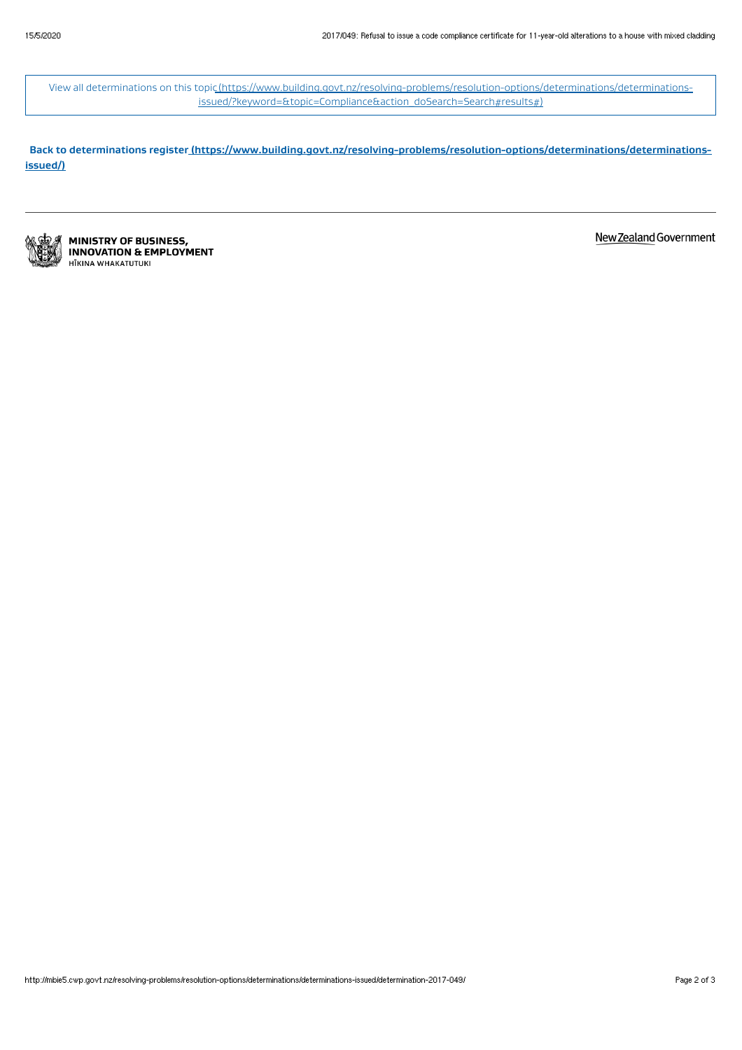View all determinations on this topic (https://www.building.govt.nz/resolving-problems/resolution-options/determinations/determinations-issued/?keyword=&topic=Compliance&action_doSearch=Search#results#)

**Back to determinations register (https://www.building.govt.nz/resolving-problems/resolution-options/determinations/determinations-issued/)**

---

**MINISTRY OF BUSINESS, INNOVATION & EMPLOYMENT**
HĪKINA WHAKATUTUKI

New Zealand Government